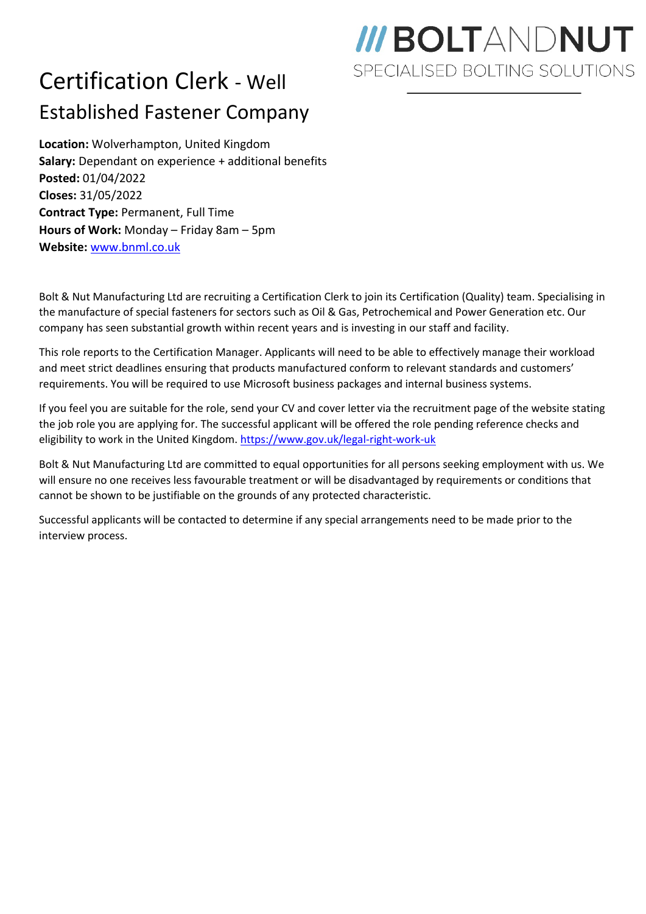/// BOLTANDNUT
SPECIALISED BOLTING SOLUTIONS

# Certification Clerk - Well Established Fastener Company

**Location:** Wolverhampton, United Kingdom
**Salary:** Dependant on experience + additional benefits
**Posted:** 01/04/2022
**Closes:** 31/05/2022
**Contract Type:** Permanent, Full Time
**Hours of Work:** Monday – Friday 8am – 5pm
**Website:** www.bnml.co.uk

Bolt & Nut Manufacturing Ltd are recruiting a Certification Clerk to join its Certification (Quality) team. Specialising in the manufacture of special fasteners for sectors such as Oil & Gas, Petrochemical and Power Generation etc. Our company has seen substantial growth within recent years and is investing in our staff and facility.

This role reports to the Certification Manager. Applicants will need to be able to effectively manage their workload and meet strict deadlines ensuring that products manufactured conform to relevant standards and customers' requirements. You will be required to use Microsoft business packages and internal business systems.

If you feel you are suitable for the role, send your CV and cover letter via the recruitment page of the website stating the job role you are applying for. The successful applicant will be offered the role pending reference checks and eligibility to work in the United Kingdom. https://www.gov.uk/legal-right-work-uk

Bolt & Nut Manufacturing Ltd are committed to equal opportunities for all persons seeking employment with us. We will ensure no one receives less favourable treatment or will be disadvantaged by requirements or conditions that cannot be shown to be justifiable on the grounds of any protected characteristic.

Successful applicants will be contacted to determine if any special arrangements need to be made prior to the interview process.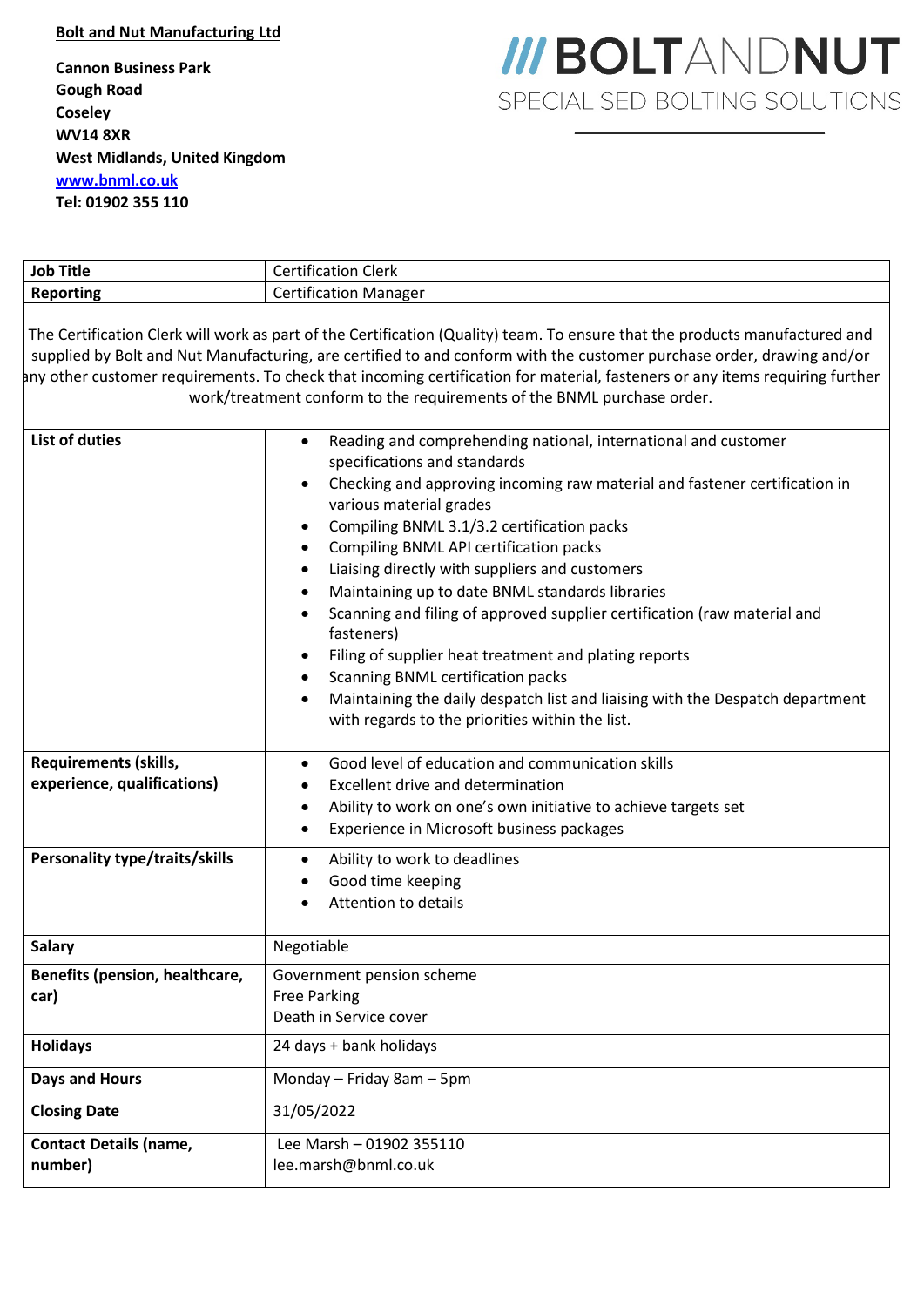**Bolt and Nut Manufacturing Ltd**

**Cannon Business Park**
**Gough Road**
**Coseley**
**WV14 8XR**
**West Midlands, United Kingdom**
**www.bnml.co.uk**
**Tel: 01902 355 110**

/// BOLTANDNUT
SPECIALISED BOLTING SOLUTIONS

| | |
|---|---|
| **Job Title** | Certification Clerk |
| **Reporting** | Certification Manager |

The Certification Clerk will work as part of the Certification (Quality) team. To ensure that the products manufactured and supplied by Bolt and Nut Manufacturing, are certified to and conform with the customer purchase order, drawing and/or any other customer requirements. To check that incoming certification for material, fasteners or any items requiring further work/treatment conform to the requirements of the BNML purchase order.

| | |
|---|---|
| **List of duties** | • Reading and comprehending national, international and customer specifications and standards<br>• Checking and approving incoming raw material and fastener certification in various material grades<br>• Compiling BNML 3.1/3.2 certification packs<br>• Compiling BNML API certification packs<br>• Liaising directly with suppliers and customers<br>• Maintaining up to date BNML standards libraries<br>• Scanning and filing of approved supplier certification (raw material and fasteners)<br>• Filing of supplier heat treatment and plating reports<br>• Scanning BNML certification packs<br>• Maintaining the daily despatch list and liaising with the Despatch department with regards to the priorities within the list. |
| **Requirements (skills, experience, qualifications)** | • Good level of education and communication skills<br>• Excellent drive and determination<br>• Ability to work on one's own initiative to achieve targets set<br>• Experience in Microsoft business packages |
| **Personality type/traits/skills** | • Ability to work to deadlines<br>• Good time keeping<br>• Attention to details |
| **Salary** | Negotiable |
| **Benefits (pension, healthcare, car)** | Government pension scheme<br>Free Parking<br>Death in Service cover |
| **Holidays** | 24 days + bank holidays |
| **Days and Hours** | Monday – Friday 8am – 5pm |
| **Closing Date** | 31/05/2022 |
| **Contact Details (name, number)** | Lee Marsh – 01902 355110<br>lee.marsh@bnml.co.uk |